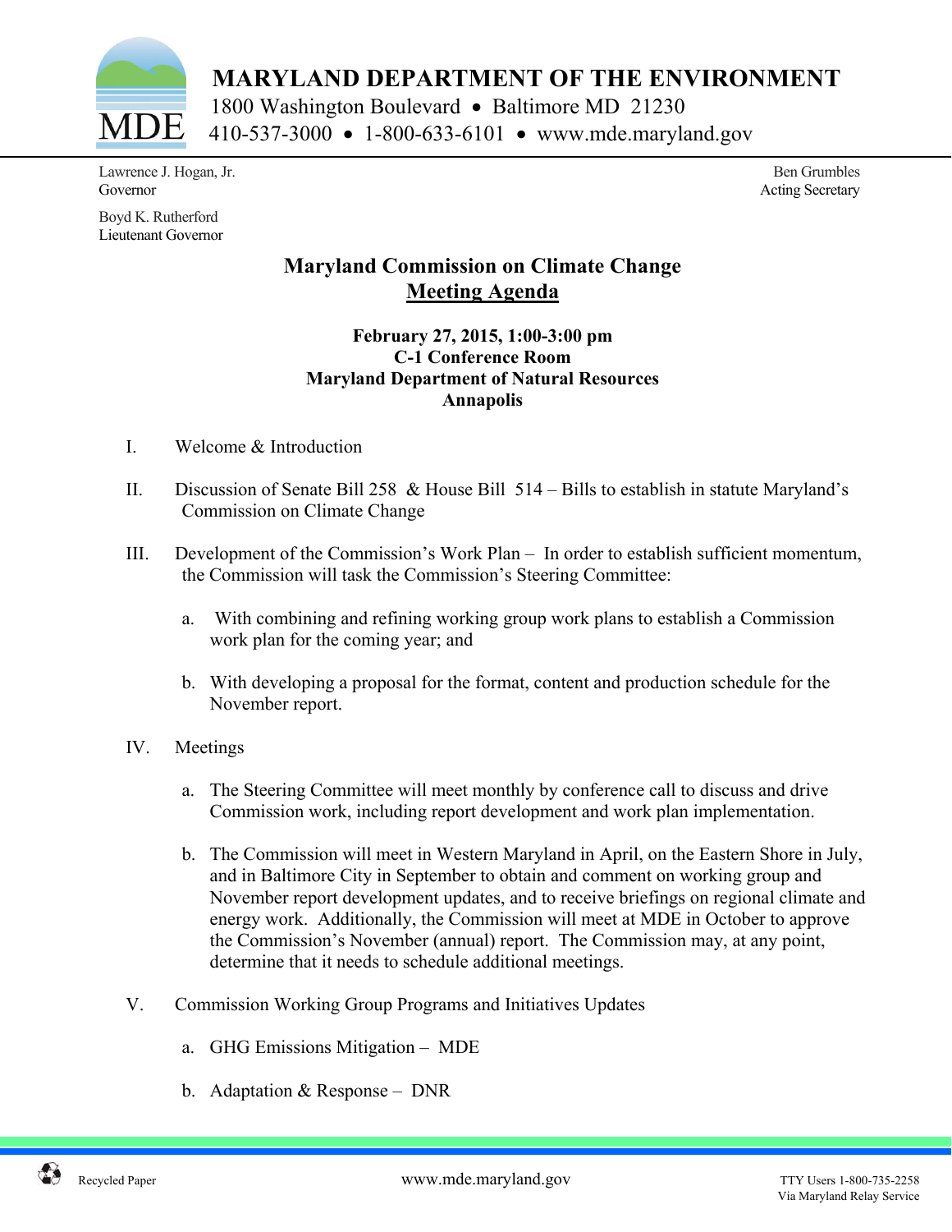# MARYLAND DEPARTMENT OF THE ENVIRONMENT

1800 Washington Boulevard • Baltimore MD 21230
410-537-3000 • 1-800-633-6101 • www.mde.maryland.gov

Lawrence J. Hogan, Jr.
Governor

Boyd K. Rutherford
Lieutenant Governor

Ben Grumbles
Acting Secretary

## Maryland Commission on Climate Change
## Meeting Agenda

**February 27, 2015, 1:00-3:00 pm**
**C-1 Conference Room**
**Maryland Department of Natural Resources**
**Annapolis**

I. Welcome & Introduction

II. Discussion of Senate Bill 258 & House Bill 514 – Bills to establish in statute Maryland's Commission on Climate Change

III. Development of the Commission's Work Plan – In order to establish sufficient momentum, the Commission will task the Commission's Steering Committee:

   a. With combining and refining working group work plans to establish a Commission work plan for the coming year; and

   b. With developing a proposal for the format, content and production schedule for the November report.

IV. Meetings

   a. The Steering Committee will meet monthly by conference call to discuss and drive Commission work, including report development and work plan implementation.

   b. The Commission will meet in Western Maryland in April, on the Eastern Shore in July, and in Baltimore City in September to obtain and comment on working group and November report development updates, and to receive briefings on regional climate and energy work. Additionally, the Commission will meet at MDE in October to approve the Commission's November (annual) report. The Commission may, at any point, determine that it needs to schedule additional meetings.

V. Commission Working Group Programs and Initiatives Updates

   a. GHG Emissions Mitigation – MDE

   b. Adaptation & Response – DNR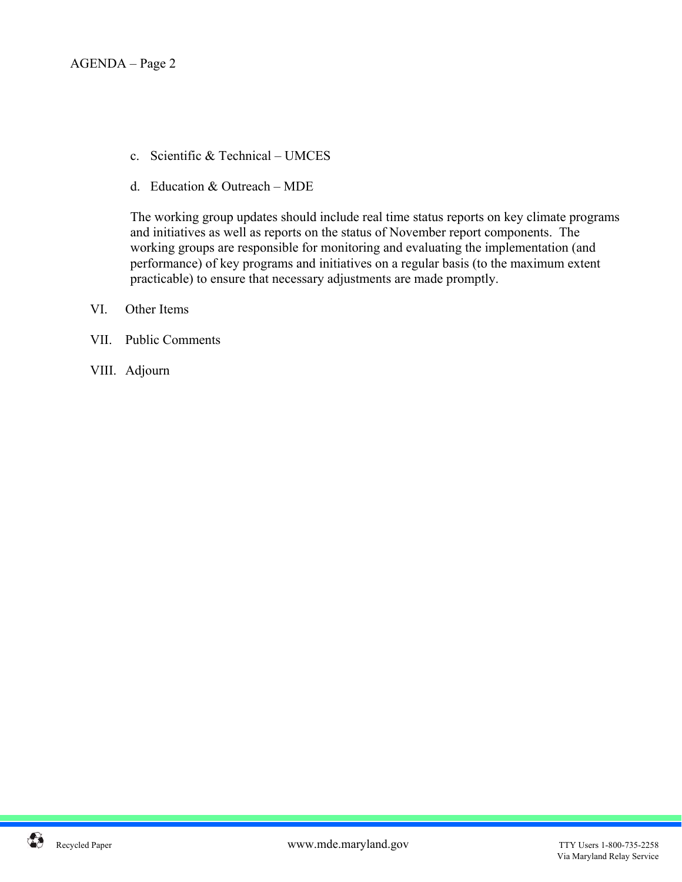c. Scientific & Technical – UMCES

d. Education & Outreach – MDE

The working group updates should include real time status reports on key climate programs and initiatives as well as reports on the status of November report components. The working groups are responsible for monitoring and evaluating the implementation (and performance) of key programs and initiatives on a regular basis (to the maximum extent practicable) to ensure that necessary adjustments are made promptly.

VI. Other Items

VII. Public Comments

VIII. Adjourn